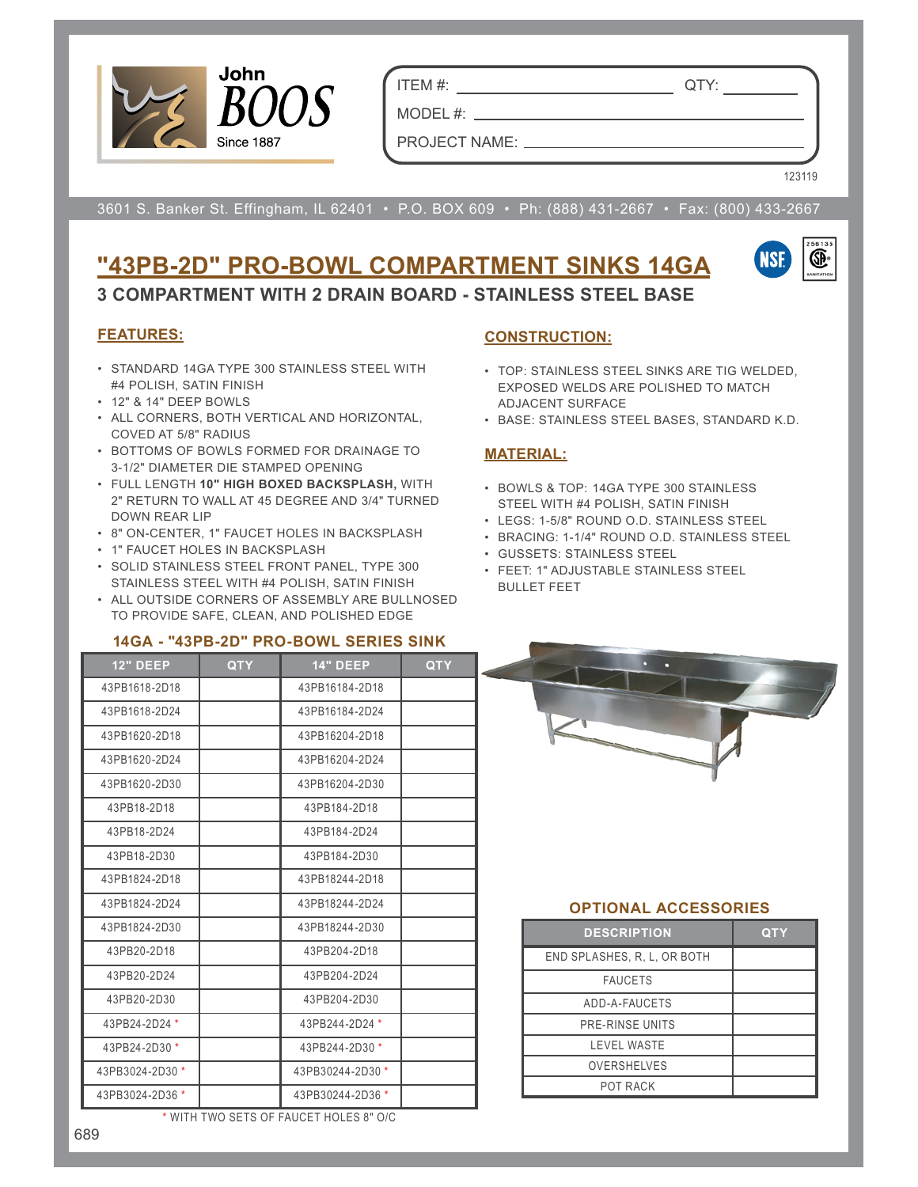John BOOS
Since 1887

ITEM #: ______________ QTY: ________

MODEL #: ______________________

PROJECT NAME: ______________________

123119

3601 S. Banker St. Effingham, IL 62401 • P.O. BOX 609 • Ph: (888) 431-2667 • Fax: (800) 433-2667

# "43PB-2D" PRO-BOWL COMPARTMENT SINKS 14GA

## 3 COMPARTMENT WITH 2 DRAIN BOARD - STAINLESS STEEL BASE

### FEATURES:

- STANDARD 14GA TYPE 300 STAINLESS STEEL WITH #4 POLISH, SATIN FINISH
- 12" & 14" DEEP BOWLS
- ALL CORNERS, BOTH VERTICAL AND HORIZONTAL, COVED AT 5/8" RADIUS
- BOTTOMS OF BOWLS FORMED FOR DRAINAGE TO 3-1/2" DIAMETER DIE STAMPED OPENING
- FULL LENGTH **10" HIGH BOXED BACKSPLASH,** WITH 2" RETURN TO WALL AT 45 DEGREE AND 3/4" TURNED DOWN REAR LIP
- 8" ON-CENTER, 1" FAUCET HOLES IN BACKSPLASH
- 1" FAUCET HOLES IN BACKSPLASH
- SOLID STAINLESS STEEL FRONT PANEL, TYPE 300 STAINLESS STEEL WITH #4 POLISH, SATIN FINISH
- ALL OUTSIDE CORNERS OF ASSEMBLY ARE BULLNOSED TO PROVIDE SAFE, CLEAN, AND POLISHED EDGE

### CONSTRUCTION:

- TOP: STAINLESS STEEL SINKS ARE TIG WELDED, EXPOSED WELDS ARE POLISHED TO MATCH ADJACENT SURFACE
- BASE: STAINLESS STEEL BASES, STANDARD K.D.

### MATERIAL:

- BOWLS & TOP: 14GA TYPE 300 STAINLESS STEEL WITH #4 POLISH, SATIN FINISH
- LEGS: 1-5/8" ROUND O.D. STAINLESS STEEL
- BRACING: 1-1/4" ROUND O.D. STAINLESS STEEL
- GUSSETS: STAINLESS STEEL
- FEET: 1" ADJUSTABLE STAINLESS STEEL BULLET FEET

### 14GA - "43PB-2D" PRO-BOWL SERIES SINK

| 12" DEEP | QTY | 14" DEEP | QTY |
|---|---|---|---|
| 43PB1618-2D18 | | 43PB16184-2D18 | |
| 43PB1618-2D24 | | 43PB16184-2D24 | |
| 43PB1620-2D18 | | 43PB16204-2D18 | |
| 43PB1620-2D24 | | 43PB16204-2D24 | |
| 43PB1620-2D30 | | 43PB16204-2D30 | |
| 43PB18-2D18 | | 43PB184-2D18 | |
| 43PB18-2D24 | | 43PB184-2D24 | |
| 43PB18-2D30 | | 43PB184-2D30 | |
| 43PB1824-2D18 | | 43PB18244-2D18 | |
| 43PB1824-2D24 | | 43PB18244-2D24 | |
| 43PB1824-2D30 | | 43PB18244-2D30 | |
| 43PB20-2D18 | | 43PB204-2D18 | |
| 43PB20-2D24 | | 43PB204-2D24 | |
| 43PB20-2D30 | | 43PB204-2D30 | |
| 43PB24-2D24 * | | 43PB244-2D24 * | |
| 43PB24-2D30 * | | 43PB244-2D30 * | |
| 43PB3024-2D30 * | | 43PB30244-2D30 * | |
| 43PB3024-2D36 * | | 43PB30244-2D36 * | |

* WITH TWO SETS OF FAUCET HOLES 8" O/C

### OPTIONAL ACCESSORIES

| DESCRIPTION | QTY |
|---|---|
| END SPLASHES, R, L, OR BOTH | |
| FAUCETS | |
| ADD-A-FAUCETS | |
| PRE-RINSE UNITS | |
| LEVEL WASTE | |
| OVERSHELVES | |
| POT RACK | |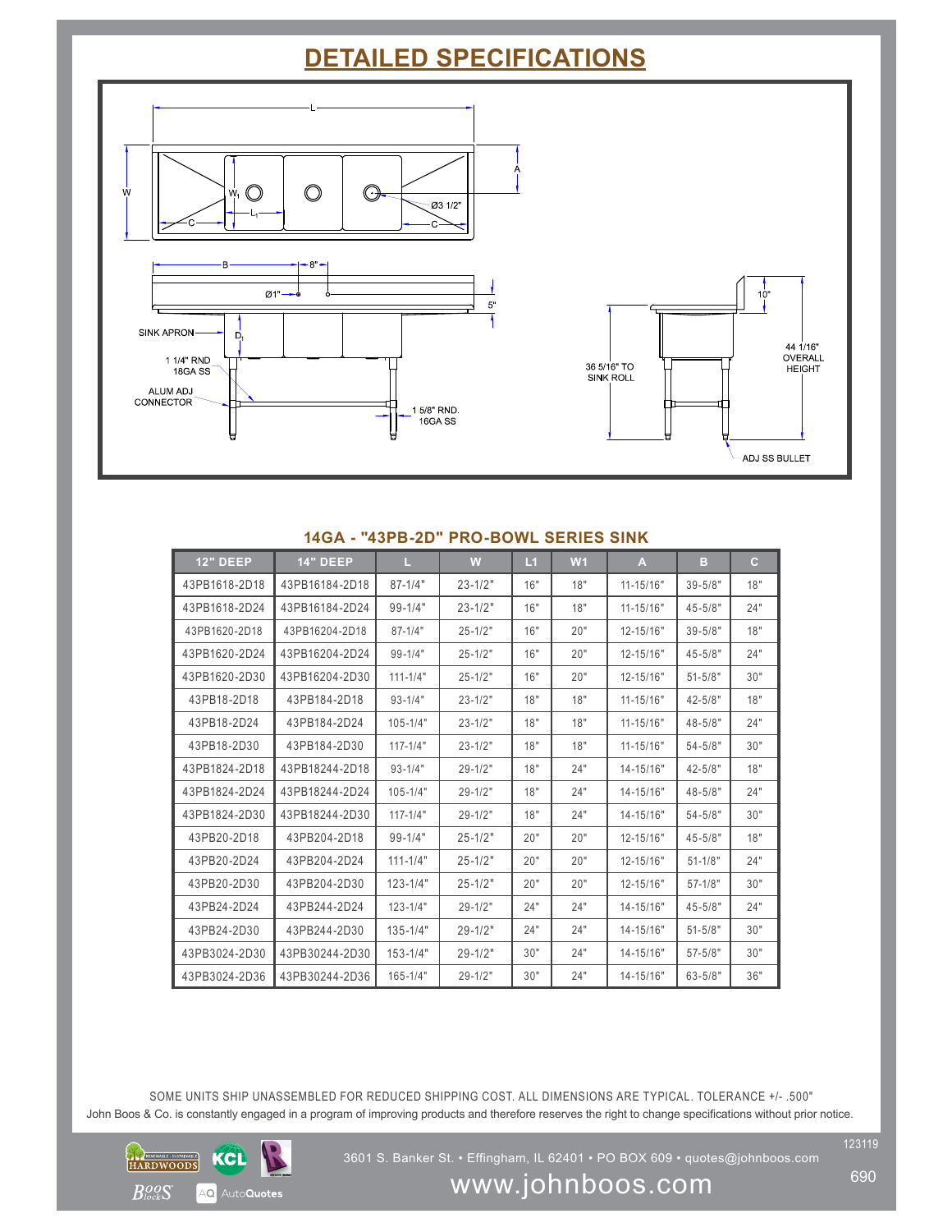# DETAILED SPECIFICATIONS

L

W

W1

L1

C

C

A

Ø3 1/2"

B

8"

Ø1"

5"

SINK APRON

D1

1 1/4" RND 18GA SS

ALUM ADJ CONNECTOR

1 5/8" RND. 16GA SS

10"

36 5/16" TO SINK ROLL

44 1/16" OVERALL HEIGHT

ADJ SS BULLET

## 14GA - "43PB-2D" PRO-BOWL SERIES SINK

| 12" DEEP | 14" DEEP | L | W | L1 | W1 | A | B | C |
|---|---|---|---|---|---|---|---|---|
| 43PB1618-2D18 | 43PB16184-2D18 | 87-1/4" | 23-1/2" | 16" | 18" | 11-15/16" | 39-5/8" | 18" |
| 43PB1618-2D24 | 43PB16184-2D24 | 99-1/4" | 23-1/2" | 16" | 18" | 11-15/16" | 45-5/8" | 24" |
| 43PB1620-2D18 | 43PB16204-2D18 | 87-1/4" | 25-1/2" | 16" | 20" | 12-15/16" | 39-5/8" | 18" |
| 43PB1620-2D24 | 43PB16204-2D24 | 99-1/4" | 25-1/2" | 16" | 20" | 12-15/16" | 45-5/8" | 24" |
| 43PB1620-2D30 | 43PB16204-2D30 | 111-1/4" | 25-1/2" | 16" | 20" | 12-15/16" | 51-5/8" | 30" |
| 43PB18-2D18 | 43PB184-2D18 | 93-1/4" | 23-1/2" | 18" | 18" | 11-15/16" | 42-5/8" | 18" |
| 43PB18-2D24 | 43PB184-2D24 | 105-1/4" | 23-1/2" | 18" | 18" | 11-15/16" | 48-5/8" | 24" |
| 43PB18-2D30 | 43PB184-2D30 | 117-1/4" | 23-1/2" | 18" | 18" | 11-15/16" | 54-5/8" | 30" |
| 43PB1824-2D18 | 43PB18244-2D18 | 93-1/4" | 29-1/2" | 18" | 24" | 14-15/16" | 42-5/8" | 18" |
| 43PB1824-2D24 | 43PB18244-2D24 | 105-1/4" | 29-1/2" | 18" | 24" | 14-15/16" | 48-5/8" | 24" |
| 43PB1824-2D30 | 43PB18244-2D30 | 117-1/4" | 29-1/2" | 18" | 24" | 14-15/16" | 54-5/8" | 30" |
| 43PB20-2D18 | 43PB204-2D18 | 99-1/4" | 25-1/2" | 20" | 20" | 12-15/16" | 45-5/8" | 18" |
| 43PB20-2D24 | 43PB204-2D24 | 111-1/4" | 25-1/2" | 20" | 20" | 12-15/16" | 51-1/8" | 24" |
| 43PB20-2D30 | 43PB204-2D30 | 123-1/4" | 25-1/2" | 20" | 20" | 12-15/16" | 57-1/8" | 30" |
| 43PB24-2D24 | 43PB244-2D24 | 123-1/4" | 29-1/2" | 24" | 24" | 14-15/16" | 45-5/8" | 24" |
| 43PB24-2D30 | 43PB244-2D30 | 135-1/4" | 29-1/2" | 24" | 24" | 14-15/16" | 51-5/8" | 30" |
| 43PB3024-2D30 | 43PB30244-2D30 | 153-1/4" | 29-1/2" | 30" | 24" | 14-15/16" | 57-5/8" | 30" |
| 43PB3024-2D36 | 43PB30244-2D36 | 165-1/4" | 29-1/2" | 30" | 24" | 14-15/16" | 63-5/8" | 36" |

SOME UNITS SHIP UNASSEMBLED FOR REDUCED SHIPPING COST. ALL DIMENSIONS ARE TYPICAL. TOLERANCE +/- .500"

John Boos & Co. is constantly engaged in a program of improving products and therefore reserves the right to change specifications without prior notice.

3601 S. Banker St. • Effingham, IL 62401 • PO BOX 609 • quotes@johnboos.com

www.johnboos.com

123119